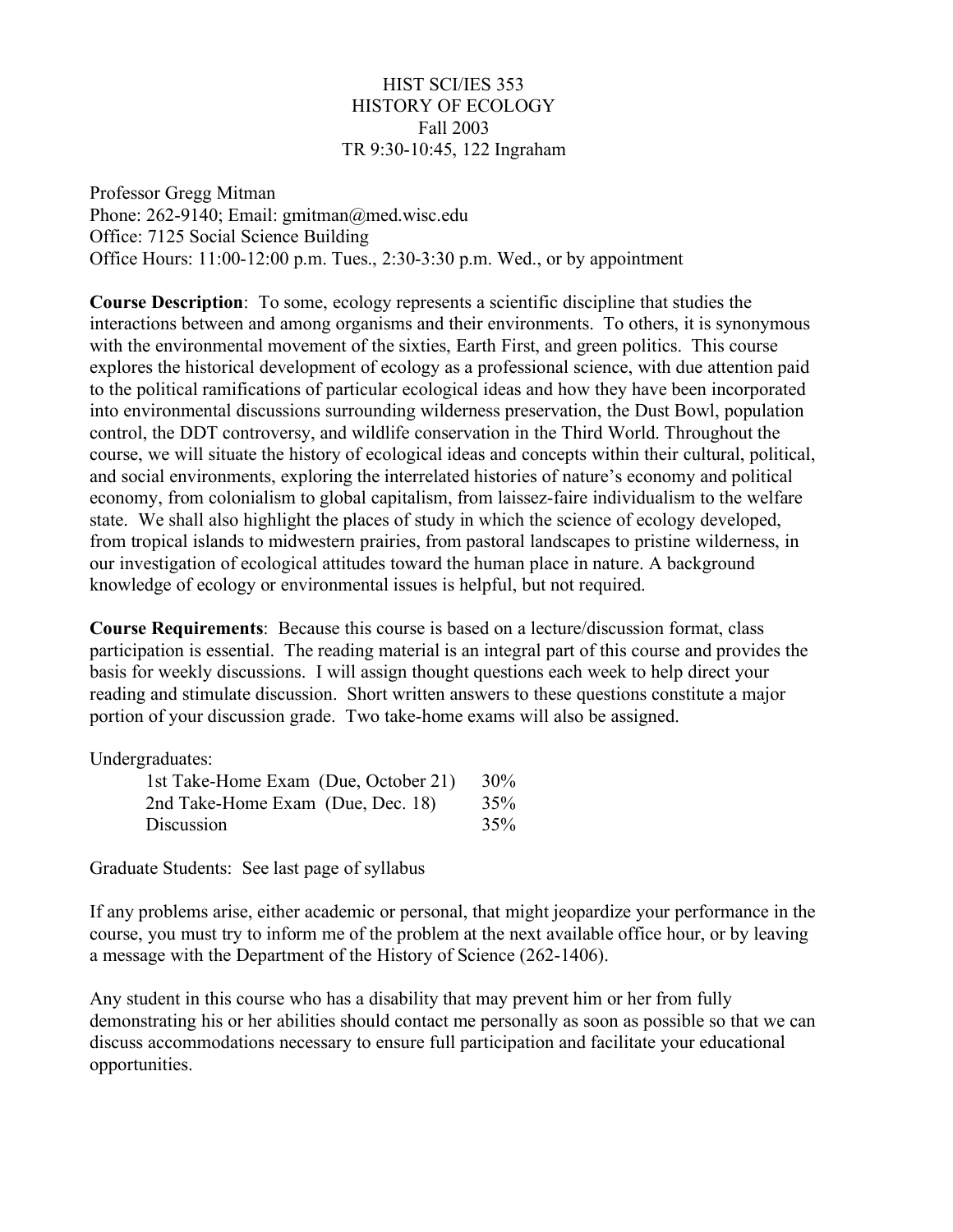# HIST SCI/IES 353
# HISTORY OF ECOLOGY
Fall 2003
TR 9:30-10:45, 122 Ingraham

Professor Gregg Mitman
Phone: 262-9140; Email: gmitman@med.wisc.edu
Office: 7125 Social Science Building
Office Hours: 11:00-12:00 p.m. Tues., 2:30-3:30 p.m. Wed., or by appointment

**Course Description**: To some, ecology represents a scientific discipline that studies the interactions between and among organisms and their environments. To others, it is synonymous with the environmental movement of the sixties, Earth First, and green politics. This course explores the historical development of ecology as a professional science, with due attention paid to the political ramifications of particular ecological ideas and how they have been incorporated into environmental discussions surrounding wilderness preservation, the Dust Bowl, population control, the DDT controversy, and wildlife conservation in the Third World. Throughout the course, we will situate the history of ecological ideas and concepts within their cultural, political, and social environments, exploring the interrelated histories of nature's economy and political economy, from colonialism to global capitalism, from laissez-faire individualism to the welfare state. We shall also highlight the places of study in which the science of ecology developed, from tropical islands to midwestern prairies, from pastoral landscapes to pristine wilderness, in our investigation of ecological attitudes toward the human place in nature. A background knowledge of ecology or environmental issues is helpful, but not required.

**Course Requirements**: Because this course is based on a lecture/discussion format, class participation is essential. The reading material is an integral part of this course and provides the basis for weekly discussions. I will assign thought questions each week to help direct your reading and stimulate discussion. Short written answers to these questions constitute a major portion of your discussion grade. Two take-home exams will also be assigned.

Undergraduates:

| | |
|---|---|
| 1st Take-Home Exam (Due, October 21) | 30% |
| 2nd Take-Home Exam (Due, Dec. 18) | 35% |
| Discussion | 35% |

Graduate Students: See last page of syllabus

If any problems arise, either academic or personal, that might jeopardize your performance in the course, you must try to inform me of the problem at the next available office hour, or by leaving a message with the Department of the History of Science (262-1406).

Any student in this course who has a disability that may prevent him or her from fully demonstrating his or her abilities should contact me personally as soon as possible so that we can discuss accommodations necessary to ensure full participation and facilitate your educational opportunities.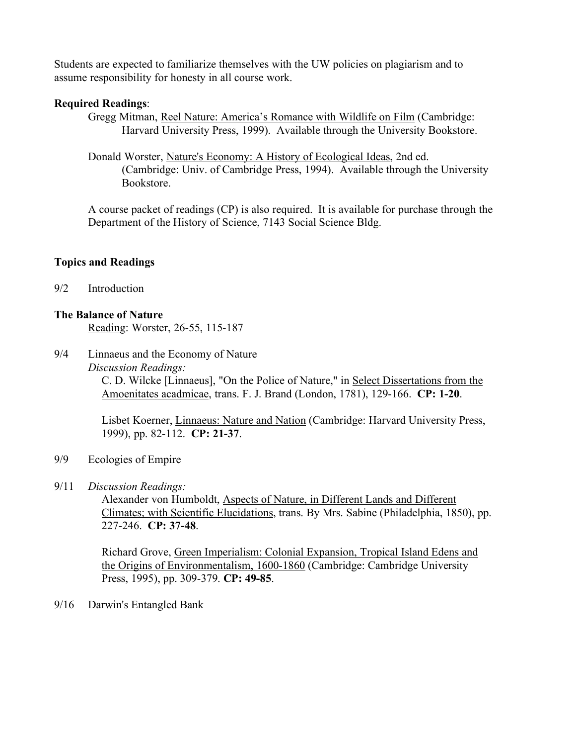Students are expected to familiarize themselves with the UW policies on plagiarism and to assume responsibility for honesty in all course work.

**Required Readings**:

Gregg Mitman, Reel Nature: America's Romance with Wildlife on Film (Cambridge: Harvard University Press, 1999). Available through the University Bookstore.

Donald Worster, Nature's Economy: A History of Ecological Ideas, 2nd ed. (Cambridge: Univ. of Cambridge Press, 1994). Available through the University Bookstore.

A course packet of readings (CP) is also required. It is available for purchase through the Department of the History of Science, 7143 Social Science Bldg.

**Topics and Readings**

9/2 Introduction

**The Balance of Nature**

Reading: Worster, 26-55, 115-187

9/4 Linnaeus and the Economy of Nature

*Discussion Readings:*

C. D. Wilcke [Linnaeus], "On the Police of Nature," in Select Dissertations from the Amoenitates acadmicae, trans. F. J. Brand (London, 1781), 129-166. **CP: 1-20**.

Lisbet Koerner, Linnaeus: Nature and Nation (Cambridge: Harvard University Press, 1999), pp. 82-112. **CP: 21-37**.

9/9 Ecologies of Empire

9/11 *Discussion Readings:*

Alexander von Humboldt, Aspects of Nature, in Different Lands and Different Climates; with Scientific Elucidations, trans. By Mrs. Sabine (Philadelphia, 1850), pp. 227-246. **CP: 37-48**.

Richard Grove, Green Imperialism: Colonial Expansion, Tropical Island Edens and the Origins of Environmentalism, 1600-1860 (Cambridge: Cambridge University Press, 1995), pp. 309-379. **CP: 49-85**.

9/16 Darwin's Entangled Bank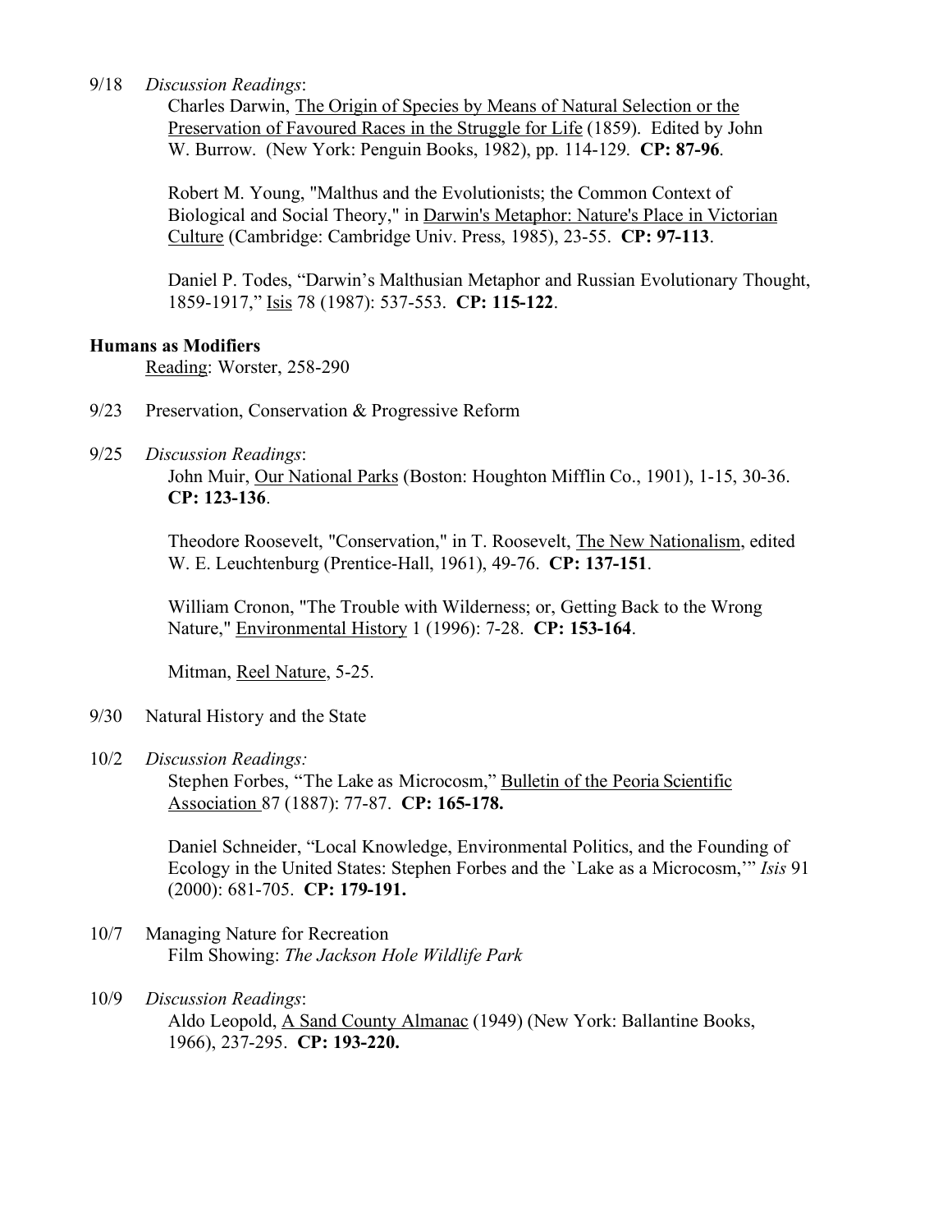9/18 *Discussion Readings*:

Charles Darwin, The Origin of Species by Means of Natural Selection or the Preservation of Favoured Races in the Struggle for Life (1859). Edited by John W. Burrow. (New York: Penguin Books, 1982), pp. 114-129. **CP: 87-96**.

Robert M. Young, "Malthus and the Evolutionists; the Common Context of Biological and Social Theory," in Darwin's Metaphor: Nature's Place in Victorian Culture (Cambridge: Cambridge Univ. Press, 1985), 23-55. **CP: 97-113**.

Daniel P. Todes, "Darwin's Malthusian Metaphor and Russian Evolutionary Thought, 1859-1917," Isis 78 (1987): 537-553. **CP: 115-122**.

**Humans as Modifiers**

Reading: Worster, 258-290

9/23 Preservation, Conservation & Progressive Reform

9/25 *Discussion Readings*:

John Muir, Our National Parks (Boston: Houghton Mifflin Co., 1901), 1-15, 30-36. **CP: 123-136**.

Theodore Roosevelt, "Conservation," in T. Roosevelt, The New Nationalism, edited W. E. Leuchtenburg (Prentice-Hall, 1961), 49-76. **CP: 137-151**.

William Cronon, "The Trouble with Wilderness; or, Getting Back to the Wrong Nature," Environmental History 1 (1996): 7-28. **CP: 153-164**.

Mitman, Reel Nature, 5-25.

9/30 Natural History and the State

10/2 *Discussion Readings:*

Stephen Forbes, "The Lake as Microcosm," Bulletin of the Peoria Scientific Association 87 (1887): 77-87. **CP: 165-178.**

Daniel Schneider, "Local Knowledge, Environmental Politics, and the Founding of Ecology in the United States: Stephen Forbes and the `Lake as a Microcosm,'" *Isis* 91 (2000): 681-705. **CP: 179-191.**

10/7 Managing Nature for Recreation

Film Showing: *The Jackson Hole Wildlife Park*

10/9 *Discussion Readings*:

Aldo Leopold, A Sand County Almanac (1949) (New York: Ballantine Books, 1966), 237-295. **CP: 193-220.**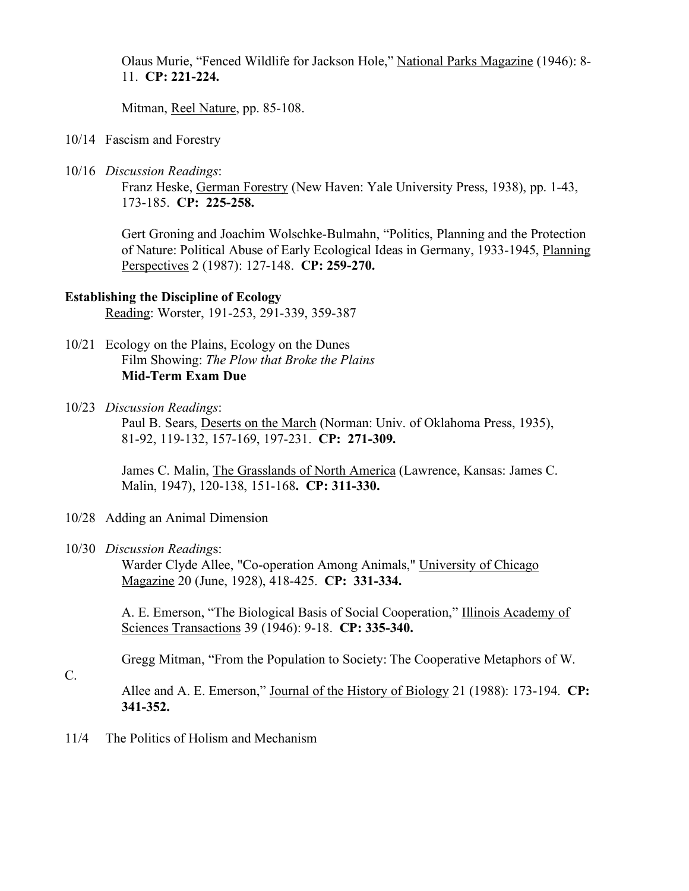Olaus Murie, "Fenced Wildlife for Jackson Hole," National Parks Magazine (1946): 8-11. **CP: 221-224.**

Mitman, Reel Nature, pp. 85-108.

10/14 Fascism and Forestry

10/16 *Discussion Readings*:

Franz Heske, German Forestry (New Haven: Yale University Press, 1938), pp. 1-43, 173-185. **CP: 225-258.**

Gert Groning and Joachim Wolschke-Bulmahn, "Politics, Planning and the Protection of Nature: Political Abuse of Early Ecological Ideas in Germany, 1933-1945, Planning Perspectives 2 (1987): 127-148. **CP: 259-270.**

**Establishing the Discipline of Ecology**

Reading: Worster, 191-253, 291-339, 359-387

10/21 Ecology on the Plains, Ecology on the Dunes
Film Showing: *The Plow that Broke the Plains*
**Mid-Term Exam Due**

10/23 *Discussion Readings*:

Paul B. Sears, Deserts on the March (Norman: Univ. of Oklahoma Press, 1935), 81-92, 119-132, 157-169, 197-231. **CP: 271-309.**

James C. Malin, The Grasslands of North America (Lawrence, Kansas: James C. Malin, 1947), 120-138, 151-168**. CP: 311-330.**

10/28 Adding an Animal Dimension

10/30 *Discussion Readings*:

Warder Clyde Allee, "Co-operation Among Animals," University of Chicago Magazine 20 (June, 1928), 418-425. **CP: 331-334.**

A. E. Emerson, "The Biological Basis of Social Cooperation," Illinois Academy of Sciences Transactions 39 (1946): 9-18. **CP: 335-340.**

Gregg Mitman, "From the Population to Society: The Cooperative Metaphors of W. C. Allee and A. E. Emerson," Journal of the History of Biology 21 (1988): 173-194. **CP: 341-352.**

11/4 The Politics of Holism and Mechanism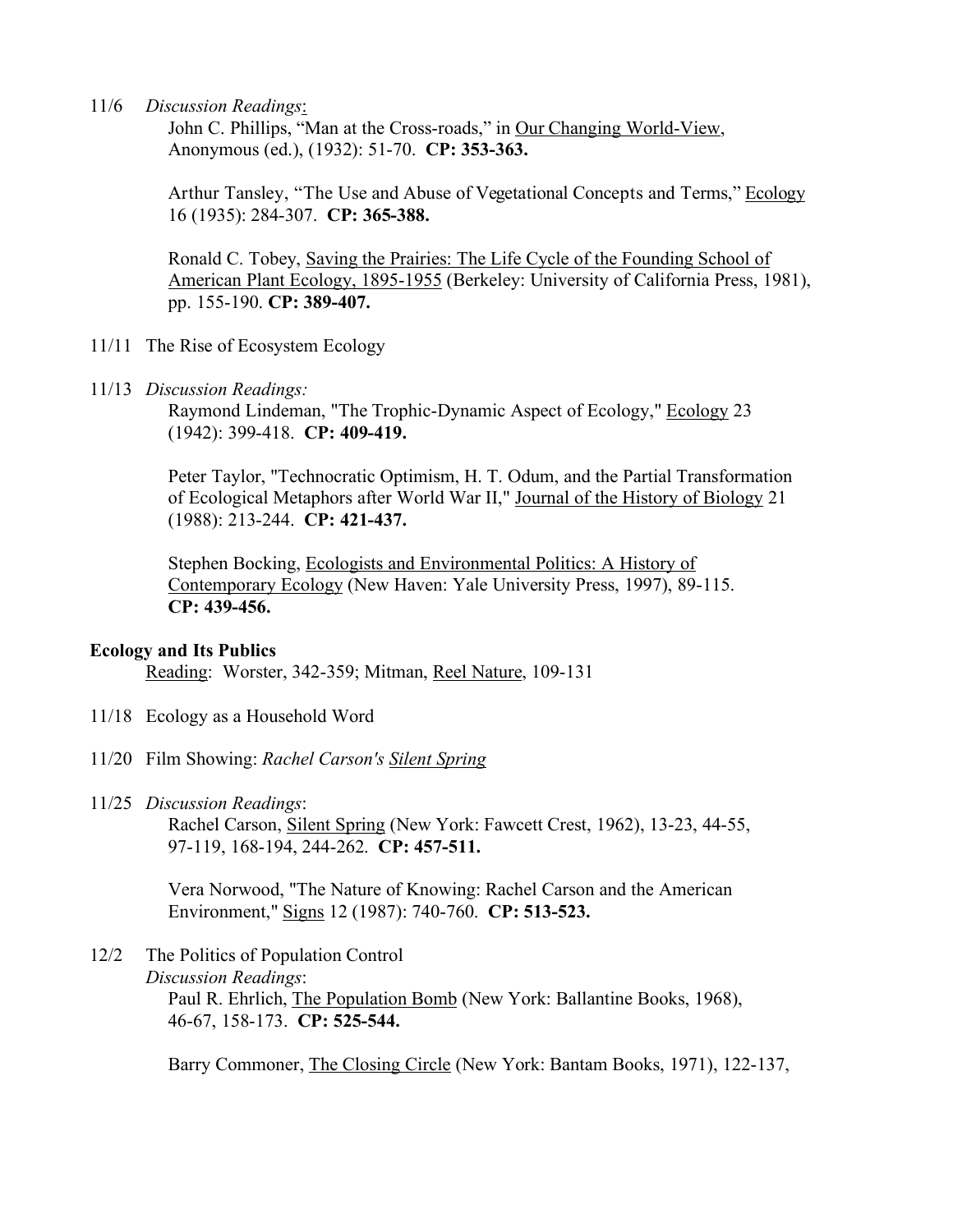11/6 *Discussion Readings*:

John C. Phillips, "Man at the Cross-roads," in Our Changing World-View, Anonymous (ed.), (1932): 51-70. **CP: 353-363.**

Arthur Tansley, "The Use and Abuse of Vegetational Concepts and Terms," Ecology 16 (1935): 284-307. **CP: 365-388.**

Ronald C. Tobey, Saving the Prairies: The Life Cycle of the Founding School of American Plant Ecology, 1895-1955 (Berkeley: University of California Press, 1981), pp. 155-190. **CP: 389-407.**

11/11 The Rise of Ecosystem Ecology

11/13 *Discussion Readings:*

Raymond Lindeman, "The Trophic-Dynamic Aspect of Ecology," Ecology 23 (1942): 399-418. **CP: 409-419.**

Peter Taylor, "Technocratic Optimism, H. T. Odum, and the Partial Transformation of Ecological Metaphors after World War II," Journal of the History of Biology 21 (1988): 213-244. **CP: 421-437.**

Stephen Bocking, Ecologists and Environmental Politics: A History of Contemporary Ecology (New Haven: Yale University Press, 1997), 89-115. **CP: 439-456.**

**Ecology and Its Publics**

Reading: Worster, 342-359; Mitman, Reel Nature, 109-131

11/18 Ecology as a Household Word

11/20 Film Showing: *Rachel Carson's Silent Spring*

11/25 *Discussion Readings*:

Rachel Carson, Silent Spring (New York: Fawcett Crest, 1962), 13-23, 44-55, 97-119, 168-194, 244-262. **CP: 457-511.**

Vera Norwood, "The Nature of Knowing: Rachel Carson and the American Environment," Signs 12 (1987): 740-760. **CP: 513-523.**

12/2 The Politics of Population Control

*Discussion Readings*:

Paul R. Ehrlich, The Population Bomb (New York: Ballantine Books, 1968), 46-67, 158-173. **CP: 525-544.**

Barry Commoner, The Closing Circle (New York: Bantam Books, 1971), 122-137,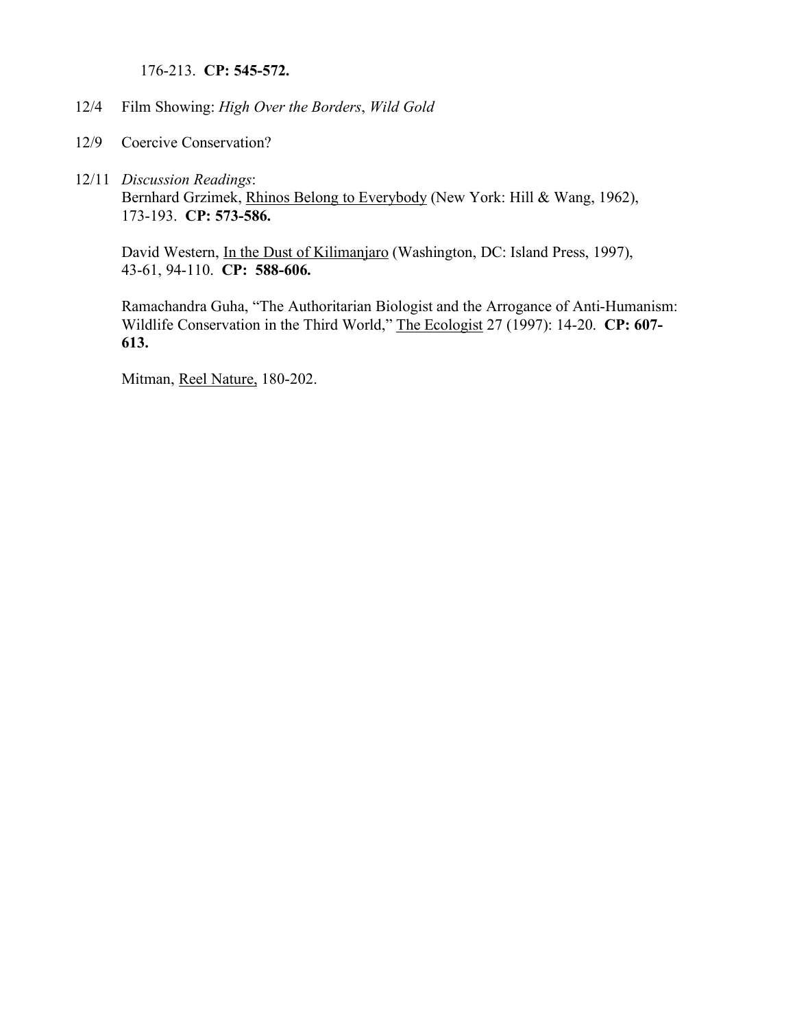176-213. **CP: 545-572.**

12/4 Film Showing: *High Over the Borders*, *Wild Gold*

12/9 Coercive Conservation?

12/11 *Discussion Readings*:
Bernhard Grzimek, Rhinos Belong to Everybody (New York: Hill & Wang, 1962), 173-193. **CP: 573-586.**

David Western, In the Dust of Kilimanjaro (Washington, DC: Island Press, 1997), 43-61, 94-110. **CP: 588-606.**

Ramachandra Guha, "The Authoritarian Biologist and the Arrogance of Anti-Humanism: Wildlife Conservation in the Third World," The Ecologist 27 (1997): 14-20. **CP: 607-613.**

Mitman, Reel Nature, 180-202.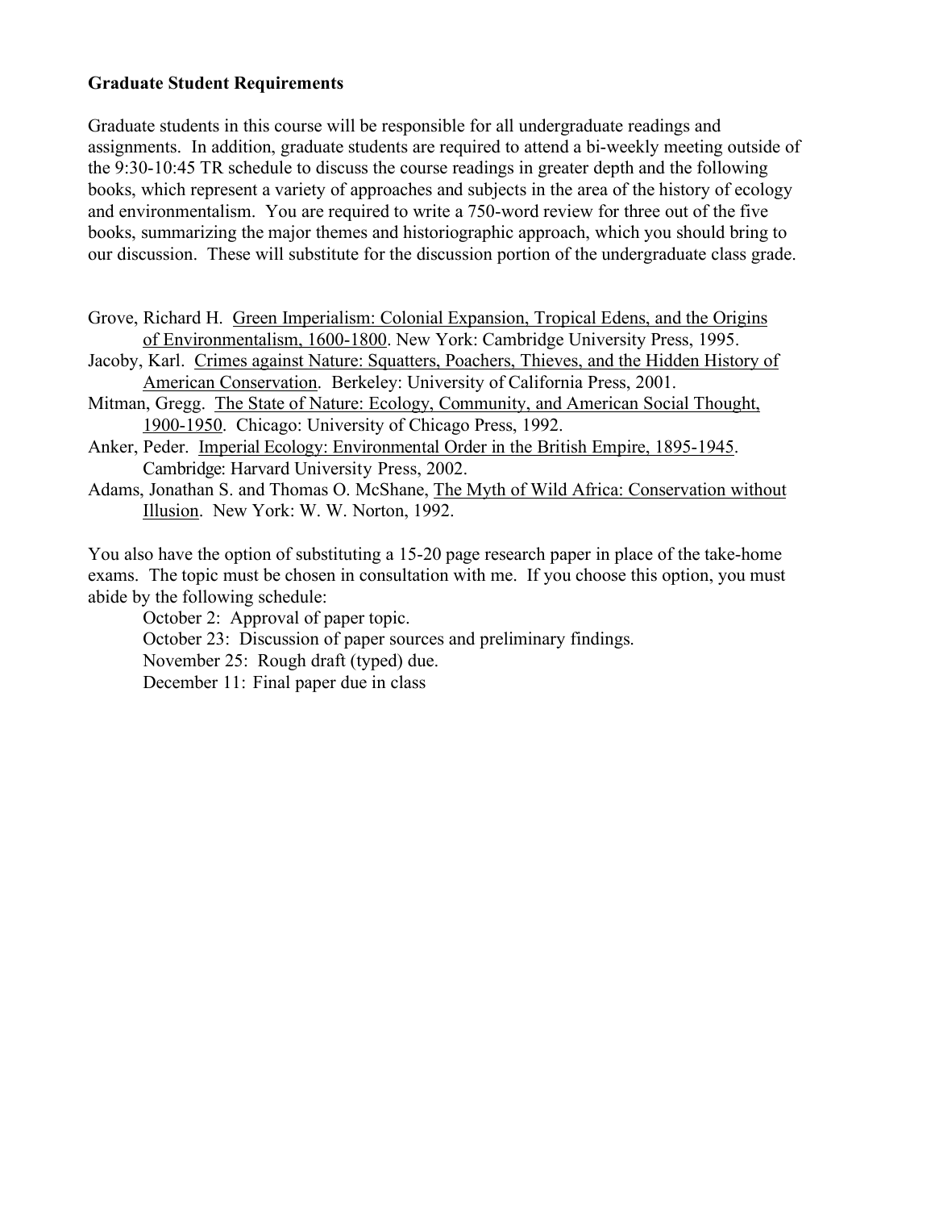**Graduate Student Requirements**

Graduate students in this course will be responsible for all undergraduate readings and assignments. In addition, graduate students are required to attend a bi-weekly meeting outside of the 9:30-10:45 TR schedule to discuss the course readings in greater depth and the following books, which represent a variety of approaches and subjects in the area of the history of ecology and environmentalism. You are required to write a 750-word review for three out of the five books, summarizing the major themes and historiographic approach, which you should bring to our discussion. These will substitute for the discussion portion of the undergraduate class grade.

Grove, Richard H. Green Imperialism: Colonial Expansion, Tropical Edens, and the Origins of Environmentalism, 1600-1800. New York: Cambridge University Press, 1995.

Jacoby, Karl. Crimes against Nature: Squatters, Poachers, Thieves, and the Hidden History of American Conservation. Berkeley: University of California Press, 2001.

Mitman, Gregg. The State of Nature: Ecology, Community, and American Social Thought, 1900-1950. Chicago: University of Chicago Press, 1992.

Anker, Peder. Imperial Ecology: Environmental Order in the British Empire, 1895-1945. Cambridge: Harvard University Press, 2002.

Adams, Jonathan S. and Thomas O. McShane, The Myth of Wild Africa: Conservation without Illusion. New York: W. W. Norton, 1992.

You also have the option of substituting a 15-20 page research paper in place of the take-home exams. The topic must be chosen in consultation with me. If you choose this option, you must abide by the following schedule:

October 2: Approval of paper topic.
October 23: Discussion of paper sources and preliminary findings.
November 25: Rough draft (typed) due.
December 11: Final paper due in class